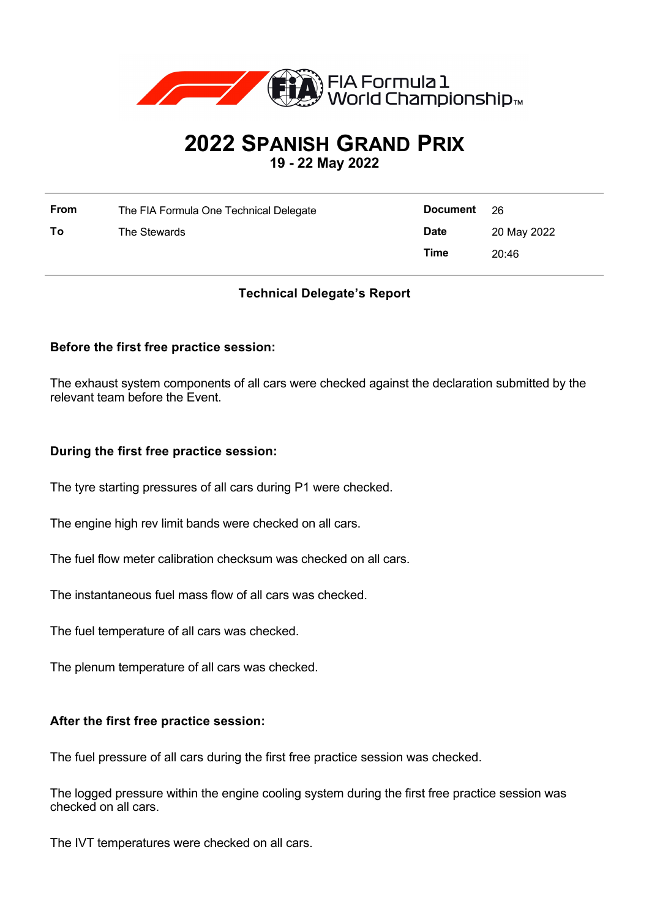FIA Formula 1 World Championship™

# 2022 Spanish Grand Prix

**19 - 22 May 2022**

| | | | |
|---|---|---|---|
| **From** | The FIA Formula One Technical Delegate | **Document** | 26 |
| **To** | The Stewards | **Date** | 20 May 2022 |
| | | **Time** | 20:46 |

**Technical Delegate's Report**

### Before the first free practice session:

The exhaust system components of all cars were checked against the declaration submitted by the relevant team before the Event.

### During the first free practice session:

The tyre starting pressures of all cars during P1 were checked.

The engine high rev limit bands were checked on all cars.

The fuel flow meter calibration checksum was checked on all cars.

The instantaneous fuel mass flow of all cars was checked.

The fuel temperature of all cars was checked.

The plenum temperature of all cars was checked.

### After the first free practice session:

The fuel pressure of all cars during the first free practice session was checked.

The logged pressure within the engine cooling system during the first free practice session was checked on all cars.

The IVT temperatures were checked on all cars.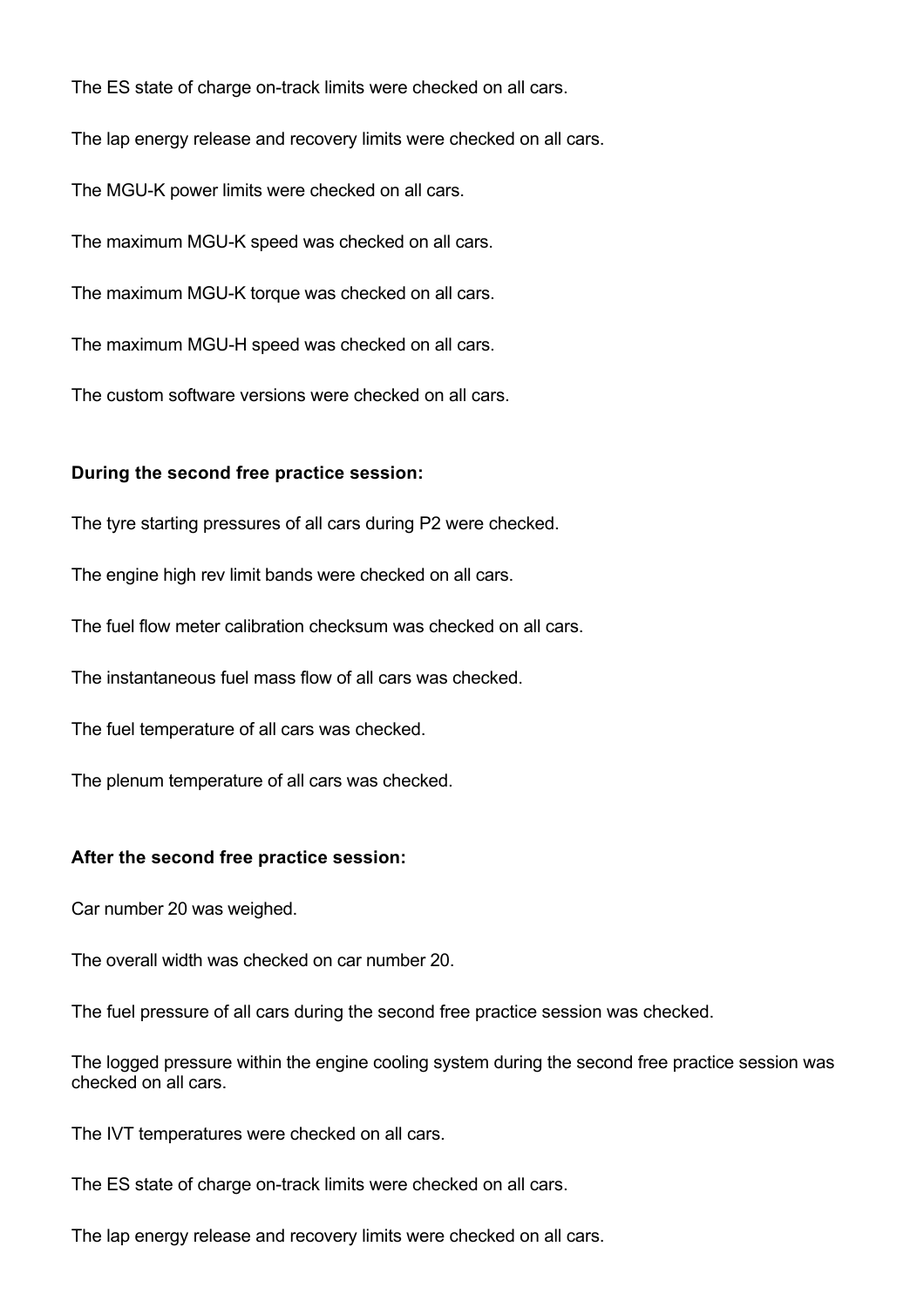The ES state of charge on-track limits were checked on all cars.

The lap energy release and recovery limits were checked on all cars.

The MGU-K power limits were checked on all cars.

The maximum MGU-K speed was checked on all cars.

The maximum MGU-K torque was checked on all cars.

The maximum MGU-H speed was checked on all cars.

The custom software versions were checked on all cars.

**During the second free practice session:**

The tyre starting pressures of all cars during P2 were checked.

The engine high rev limit bands were checked on all cars.

The fuel flow meter calibration checksum was checked on all cars.

The instantaneous fuel mass flow of all cars was checked.

The fuel temperature of all cars was checked.

The plenum temperature of all cars was checked.

**After the second free practice session:**

Car number 20 was weighed.

The overall width was checked on car number 20.

The fuel pressure of all cars during the second free practice session was checked.

The logged pressure within the engine cooling system during the second free practice session was checked on all cars.

The IVT temperatures were checked on all cars.

The ES state of charge on-track limits were checked on all cars.

The lap energy release and recovery limits were checked on all cars.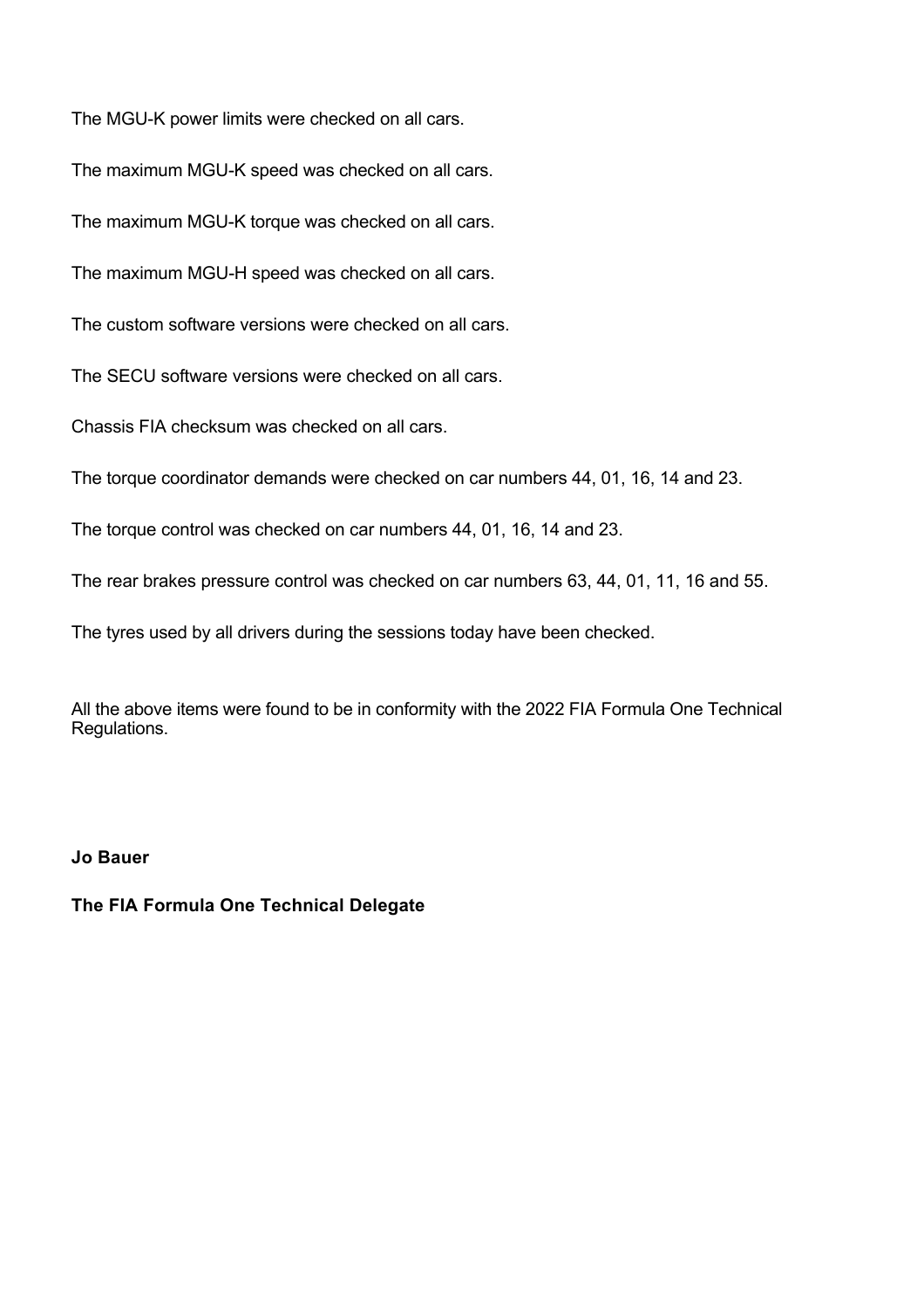The MGU-K power limits were checked on all cars.

The maximum MGU-K speed was checked on all cars.

The maximum MGU-K torque was checked on all cars.

The maximum MGU-H speed was checked on all cars.

The custom software versions were checked on all cars.

The SECU software versions were checked on all cars.

Chassis FIA checksum was checked on all cars.

The torque coordinator demands were checked on car numbers 44, 01, 16, 14 and 23.

The torque control was checked on car numbers 44, 01, 16, 14 and 23.

The rear brakes pressure control was checked on car numbers 63, 44, 01, 11, 16 and 55.

The tyres used by all drivers during the sessions today have been checked.

All the above items were found to be in conformity with the 2022 FIA Formula One Technical Regulations.

**Jo Bauer**

**The FIA Formula One Technical Delegate**